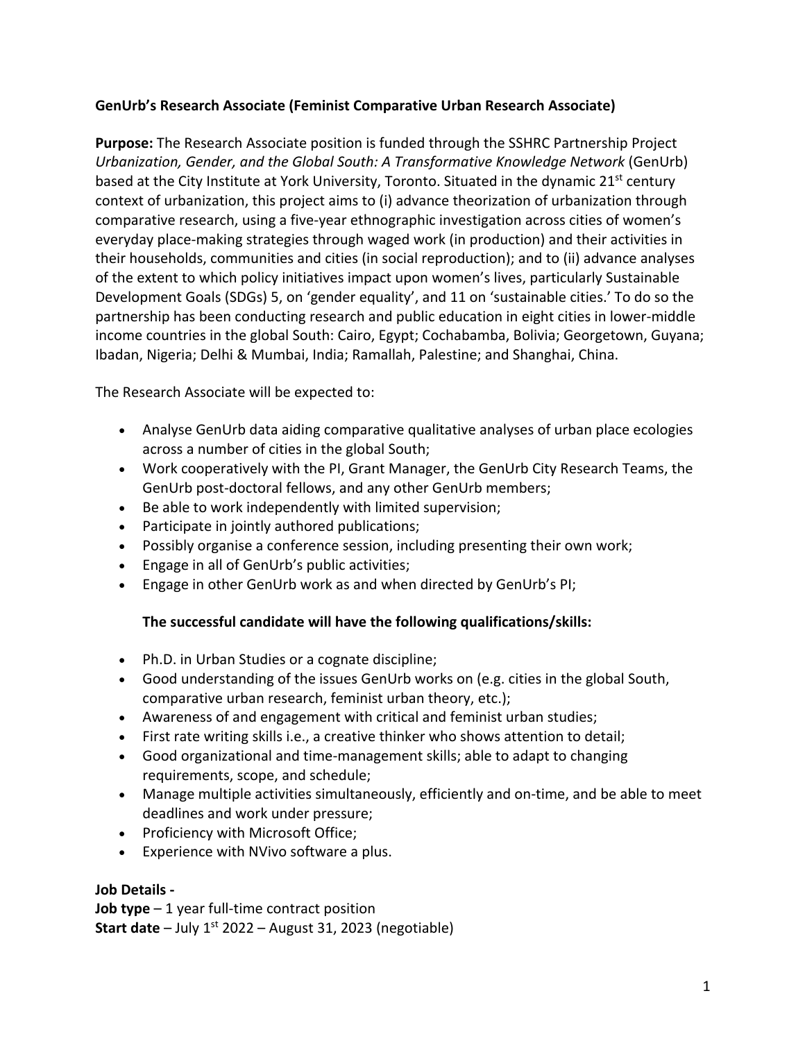**GenUrb's Research Associate (Feminist Comparative Urban Research Associate)**

**Purpose:** The Research Associate position is funded through the SSHRC Partnership Project *Urbanization, Gender, and the Global South: A Transformative Knowledge Network* (GenUrb) based at the City Institute at York University, Toronto. Situated in the dynamic 21st century context of urbanization, this project aims to (i) advance theorization of urbanization through comparative research, using a five-year ethnographic investigation across cities of women's everyday place-making strategies through waged work (in production) and their activities in their households, communities and cities (in social reproduction); and to (ii) advance analyses of the extent to which policy initiatives impact upon women's lives, particularly Sustainable Development Goals (SDGs) 5, on 'gender equality', and 11 on 'sustainable cities.' To do so the partnership has been conducting research and public education in eight cities in lower-middle income countries in the global South: Cairo, Egypt; Cochabamba, Bolivia; Georgetown, Guyana; Ibadan, Nigeria; Delhi & Mumbai, India; Ramallah, Palestine; and Shanghai, China.

The Research Associate will be expected to:

- Analyse GenUrb data aiding comparative qualitative analyses of urban place ecologies across a number of cities in the global South;
- Work cooperatively with the PI, Grant Manager, the GenUrb City Research Teams, the GenUrb post-doctoral fellows, and any other GenUrb members;
- Be able to work independently with limited supervision;
- Participate in jointly authored publications;
- Possibly organise a conference session, including presenting their own work;
- Engage in all of GenUrb's public activities;
- Engage in other GenUrb work as and when directed by GenUrb's PI;

**The successful candidate will have the following qualifications/skills:**

- Ph.D. in Urban Studies or a cognate discipline;
- Good understanding of the issues GenUrb works on (e.g. cities in the global South, comparative urban research, feminist urban theory, etc.);
- Awareness of and engagement with critical and feminist urban studies;
- First rate writing skills i.e., a creative thinker who shows attention to detail;
- Good organizational and time-management skills; able to adapt to changing requirements, scope, and schedule;
- Manage multiple activities simultaneously, efficiently and on-time, and be able to meet deadlines and work under pressure;
- Proficiency with Microsoft Office;
- Experience with NVivo software a plus.

**Job Details -**
**Job type** – 1 year full-time contract position
**Start date** – July 1st 2022 – August 31, 2023 (negotiable)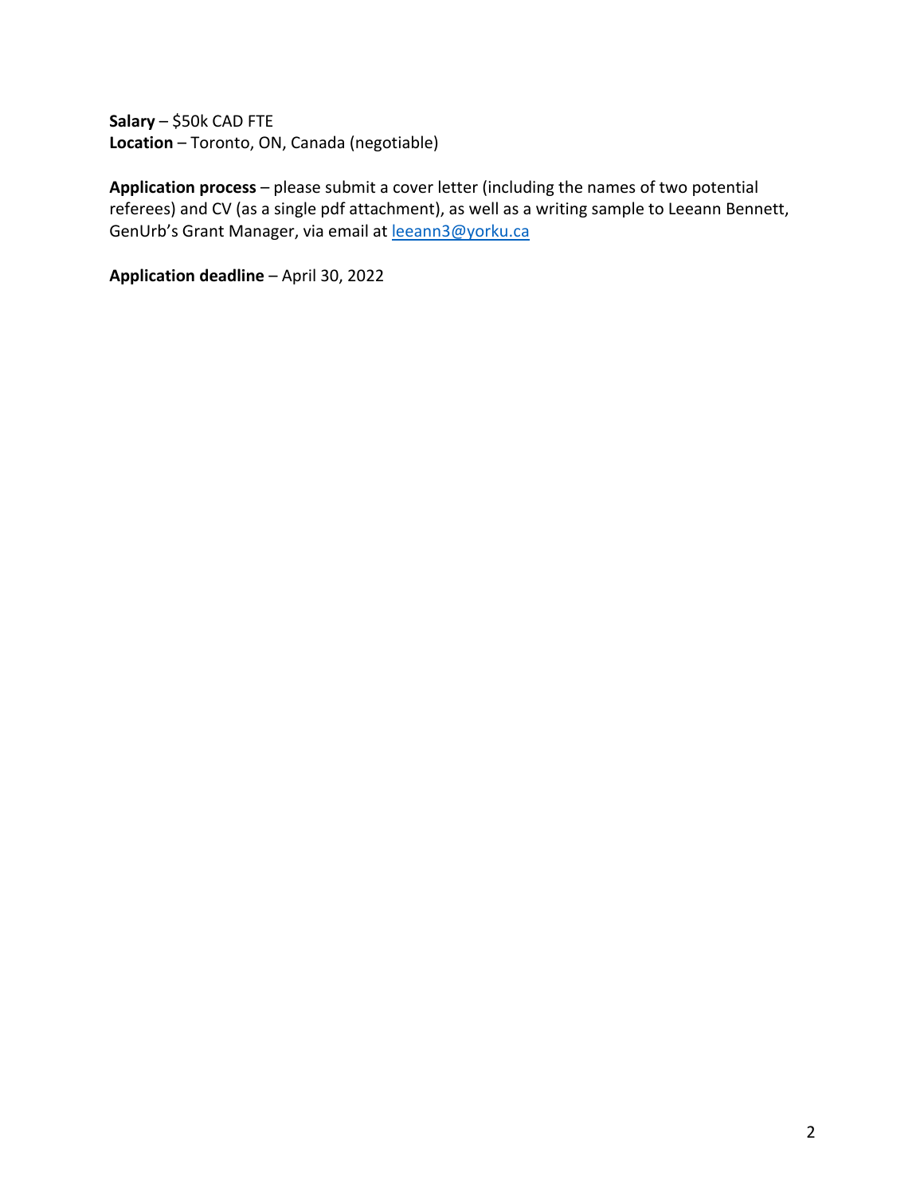**Salary** – $50k CAD FTE
**Location** – Toronto, ON, Canada (negotiable)

**Application process** – please submit a cover letter (including the names of two potential referees) and CV (as a single pdf attachment), as well as a writing sample to Leeann Bennett, GenUrb's Grant Manager, via email at [leeann3@yorku.ca](mailto:leeann3@yorku.ca)

**Application deadline** – April 30, 2022